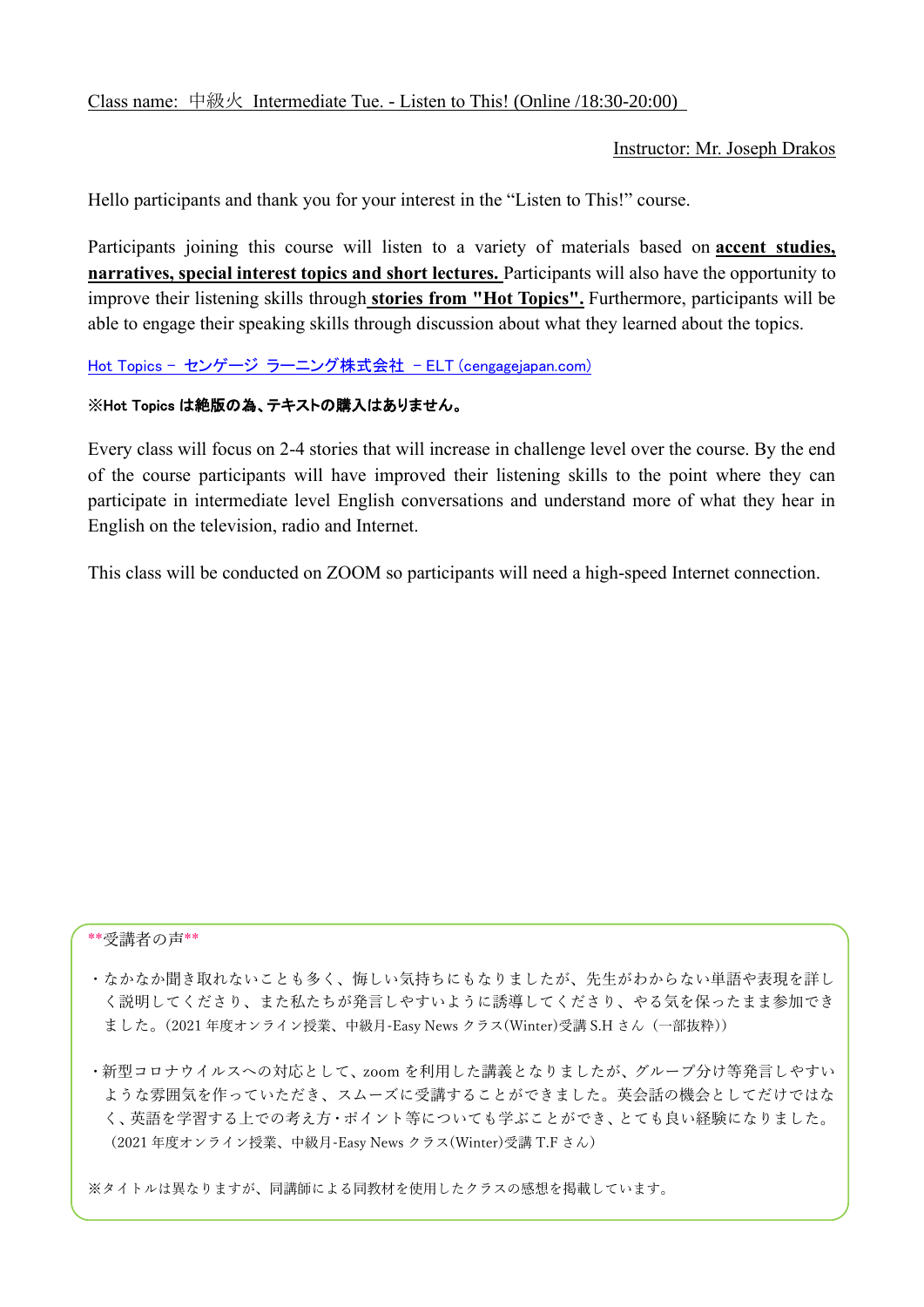Class name: 中級火 Intermediate Tue. - Listen to This! (Online /18:30-20:00)

Instructor: Mr. Joseph Drakos

Hello participants and thank you for your interest in the "Listen to This!" course.

Participants joining this course will listen to a variety of materials based on **accent studies, narratives, special interest topics and short lectures.** Participants will also have the opportunity to improve their listening skills through **stories from "Hot Topics".** Furthermore, participants will be able to engage their speaking skills through discussion about what they learned about the topics.

[Hot Topics – センゲージ ラーニング株式会社 – ELT (cengagejapan.com)](cengagejapan.com)

**※Hot Topics は絶版の為、テキストの購入はありません。**

Every class will focus on 2-4 stories that will increase in challenge level over the course. By the end of the course participants will have improved their listening skills to the point where they can participate in intermediate level English conversations and understand more of what they hear in English on the television, radio and Internet.

This class will be conducted on ZOOM so participants will need a high-speed Internet connection.

\*\*受講者の声\*\*

・なかなか聞き取れないことも多く、悔しい気持ちにもなりましたが、先生がわからない単語や表現を詳しく説明してくださり、また私たちが発言しやすいように誘導してくださり、やる気を保ったまま参加できました。(2021 年度オンライン授業、中級月-Easy News クラス(Winter)受講 S.H さん（一部抜粋))

・新型コロナウイルスへの対応として、zoom を利用した講義となりましたが、グループ分け等発言しやすいような雰囲気を作っていただき、スムーズに受講することができました。英会話の機会としてだけではなく、英語を学習する上での考え方・ポイント等についても学ぶことができ、とても良い経験になりました。（2021 年度オンライン授業、中級月-Easy News クラス(Winter)受講 T.F さん）

※タイトルは異なりますが、同講師による同教材を使用したクラスの感想を掲載しています。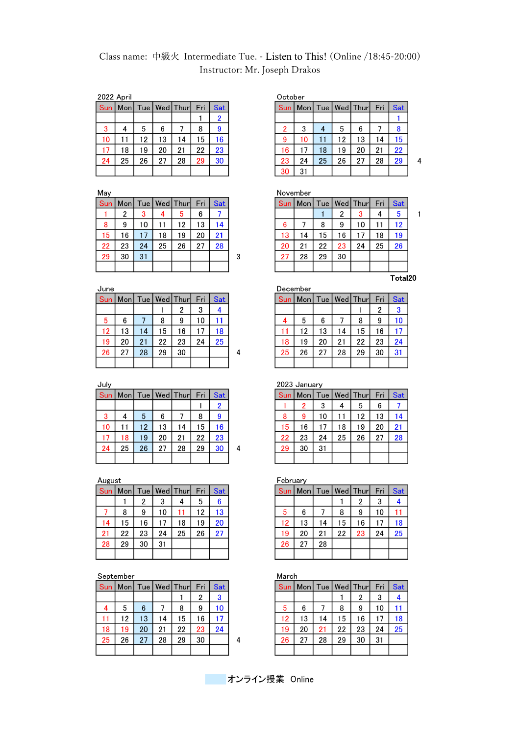Class name: 中級火 Intermediate Tue. - Listen to This! (Online /18:45-20:00)
Instructor: Mr. Joseph Drakos

2022 April

| Sun | Mon | Tue | Wed | Thur | Fri | Sat |
|---|---|---|---|---|---|---|
| | | | | | 1 | 2 |
| 3 | 4 | 5 | 6 | 7 | 8 | 9 |
| 10 | 11 | 12 | 13 | 14 | 15 | 16 |
| 17 | 18 | 19 | 20 | 21 | 22 | 23 |
| 24 | 25 | 26 | 27 | 28 | 29 | 30 |

May

| Sun | Mon | Tue | Wed | Thur | Fri | Sat |
|---|---|---|---|---|---|---|
| 1 | 2 | 3 | 4 | 5 | 6 | 7 |
| 8 | 9 | 10 | 11 | 12 | 13 | 14 |
| 15 | 16 | 17 | 18 | 19 | 20 | 21 |
| 22 | 23 | 24 | 25 | 26 | 27 | 28 |
| 29 | 30 | 31 | | | | |

3

June

| Sun | Mon | Tue | Wed | Thur | Fri | Sat |
|---|---|---|---|---|---|---|
| | | | 1 | 2 | 3 | 4 |
| 5 | 6 | 7 | 8 | 9 | 10 | 11 |
| 12 | 13 | 14 | 15 | 16 | 17 | 18 |
| 19 | 20 | 21 | 22 | 23 | 24 | 25 |
| 26 | 27 | 28 | 29 | 30 | | |

4

July

| Sun | Mon | Tue | Wed | Thur | Fri | Sat |
|---|---|---|---|---|---|---|
| | | | | | 1 | 2 |
| 3 | 4 | 5 | 6 | 7 | 8 | 9 |
| 10 | 11 | 12 | 13 | 14 | 15 | 16 |
| 17 | 18 | 19 | 20 | 21 | 22 | 23 |
| 24 | 25 | 26 | 27 | 28 | 29 | 30 |

4

August

| Sun | Mon | Tue | Wed | Thur | Fri | Sat |
|---|---|---|---|---|---|---|
| | 1 | 2 | 3 | 4 | 5 | 6 |
| 7 | 8 | 9 | 10 | 11 | 12 | 13 |
| 14 | 15 | 16 | 17 | 18 | 19 | 20 |
| 21 | 22 | 23 | 24 | 25 | 26 | 27 |
| 28 | 29 | 30 | 31 | | | |

September

| Sun | Mon | Tue | Wed | Thur | Fri | Sat |
|---|---|---|---|---|---|---|
| | | | | 1 | 2 | 3 |
| 4 | 5 | 6 | 7 | 8 | 9 | 10 |
| 11 | 12 | 13 | 14 | 15 | 16 | 17 |
| 18 | 19 | 20 | 21 | 22 | 23 | 24 |
| 25 | 26 | 27 | 28 | 29 | 30 | |

4

October

| Sun | Mon | Tue | Wed | Thur | Fri | Sat |
|---|---|---|---|---|---|---|
| | | | | | | 1 |
| 2 | 3 | 4 | 5 | 6 | 7 | 8 |
| 9 | 10 | 11 | 12 | 13 | 14 | 15 |
| 16 | 17 | 18 | 19 | 20 | 21 | 22 |
| 23 | 24 | 25 | 26 | 27 | 28 | 29 |
| 30 | 31 | | | | | |

4

November

| Sun | Mon | Tue | Wed | Thur | Fri | Sat |
|---|---|---|---|---|---|---|
| | | 1 | 2 | 3 | 4 | 5 |
| 6 | 7 | 8 | 9 | 10 | 11 | 12 |
| 13 | 14 | 15 | 16 | 17 | 18 | 19 |
| 20 | 21 | 22 | 23 | 24 | 25 | 26 |
| 27 | 28 | 29 | 30 | | | |

1

**Total20**

December

| Sun | Mon | Tue | Wed | Thur | Fri | Sat |
|---|---|---|---|---|---|---|
| | | | | 1 | 2 | 3 |
| 4 | 5 | 6 | 7 | 8 | 9 | 10 |
| 11 | 12 | 13 | 14 | 15 | 16 | 17 |
| 18 | 19 | 20 | 21 | 22 | 23 | 24 |
| 25 | 26 | 27 | 28 | 29 | 30 | 31 |

2023 January

| Sun | Mon | Tue | Wed | Thur | Fri | Sat |
|---|---|---|---|---|---|---|
| 1 | 2 | 3 | 4 | 5 | 6 | 7 |
| 8 | 9 | 10 | 11 | 12 | 13 | 14 |
| 15 | 16 | 17 | 18 | 19 | 20 | 21 |
| 22 | 23 | 24 | 25 | 26 | 27 | 28 |
| 29 | 30 | 31 | | | | |

February

| Sun | Mon | Tue | Wed | Thur | Fri | Sat |
|---|---|---|---|---|---|---|
| | | | 1 | 2 | 3 | 4 |
| 5 | 6 | 7 | 8 | 9 | 10 | 11 |
| 12 | 13 | 14 | 15 | 16 | 17 | 18 |
| 19 | 20 | 21 | 22 | 23 | 24 | 25 |
| 26 | 27 | 28 | | | | |

March

| Sun | Mon | Tue | Wed | Thur | Fri | Sat |
|---|---|---|---|---|---|---|
| | | | 1 | 2 | 3 | 4 |
| 5 | 6 | 7 | 8 | 9 | 10 | 11 |
| 12 | 13 | 14 | 15 | 16 | 17 | 18 |
| 19 | 20 | 21 | 22 | 23 | 24 | 25 |
| 26 | 27 | 28 | 29 | 30 | 31 | |

オンライン授業 Online